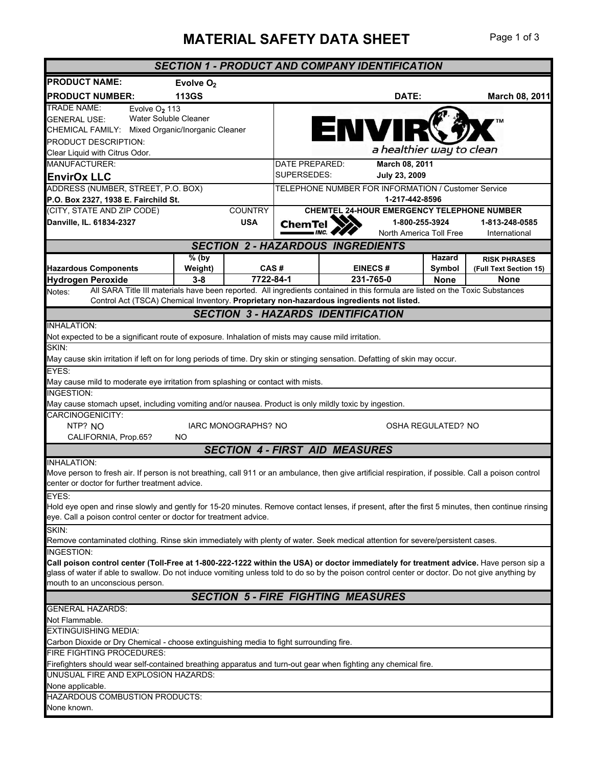# MATERIAL SAFETY DATA SHEET

## SECTION 1 - PRODUCT AND COMPANY IDENTIFICATION

**PRODUCT NAME:** Evolve $O_2$

**PRODUCT NUMBER:** 113GS

**DATE:** March 08, 2011

TRADE NAME: Evolve $O_2$ 113

GENERAL USE: Water Soluble Cleaner

CHEMICAL FAMILY: Mixed Organic/Inorganic Cleaner

PRODUCT DESCRIPTION:
Clear Liquid with Citrus Odor.

ENVIROX™ a healthier way to clean

MANUFACTURER:
**EnvirOx LLC**

DATE PREPARED: **March 08, 2011**
SUPERSEDES: **July 23, 2009**

ADDRESS (NUMBER, STREET, P.O. BOX)
**P.O. Box 2327, 1938 E. Fairchild St.**

TELEPHONE NUMBER FOR INFORMATION / Customer Service
**1-217-442-8596**

(CITY, STATE AND ZIP CODE): **Danville, IL. 61834-2327**
COUNTRY: **USA**

**CHEMTEL 24-HOUR EMERGENCY TELEPHONE NUMBER**
ChemTel Inc.
**1-800-255-3924** North America Toll Free
**1-813-248-0585** International

## SECTION 2 - HAZARDOUS INGREDIENTS

| Hazardous Components | % (by Weight) | CAS # | EINECS # | Hazard Symbol | RISK PHRASES (Full Text Section 15) |
|---|---|---|---|---|---|
| **Hydrogen Peroxide** | **3-8** | **7722-84-1** | **231-765-0** | **None** | **None** |

Notes: All SARA Title III materials have been reported. All ingredients contained in this formula are listed on the Toxic Substances Control Act (TSCA) Chemical Inventory. **Proprietary non-hazardous ingredients not listed.**

## SECTION 3 - HAZARDS IDENTIFICATION

INHALATION:
Not expected to be a significant route of exposure. Inhalation of mists may cause mild irritation.

SKIN:
May cause skin irritation if left on for long periods of time. Dry skin or stinging sensation. Defatting of skin may occur.

EYES:
May cause mild to moderate eye irritation from splashing or contact with mists.

INGESTION:
May cause stomach upset, including vomiting and/or nausea. Product is only mildly toxic by ingestion.

CARCINOGENICITY:
NTP? NO    IARC MONOGRAPHS? NO    OSHA REGULATED? NO
CALIFORNIA, Prop.65? NO

## SECTION 4 - FIRST AID MEASURES

INHALATION:
Move person to fresh air. If person is not breathing, call 911 or an ambulance, then give artificial respiration, if possible. Call a poison control center or doctor for further treatment advice.

EYES:
Hold eye open and rinse slowly and gently for 15-20 minutes. Remove contact lenses, if present, after the first 5 minutes, then continue rinsing eye. Call a poison control center or doctor for treatment advice.

SKIN:
Remove contaminated clothing. Rinse skin immediately with plenty of water. Seek medical attention for severe/persistent cases.

INGESTION:
**Call poison control center (Toll-Free at 1-800-222-1222 within the USA) or doctor immediately for treatment advice.** Have person sip a glass of water if able to swallow. Do not induce vomiting unless told to do so by the poison control center or doctor. Do not give anything by mouth to an unconscious person.

## SECTION 5 - FIRE FIGHTING MEASURES

GENERAL HAZARDS:
Not Flammable.

EXTINGUISHING MEDIA:
Carbon Dioxide or Dry Chemical - choose extinguishing media to fight surrounding fire.

FIRE FIGHTING PROCEDURES:
Firefighters should wear self-contained breathing apparatus and turn-out gear when fighting any chemical fire.

UNUSUAL FIRE AND EXPLOSION HAZARDS:
None applicable.

HAZARDOUS COMBUSTION PRODUCTS:
None known.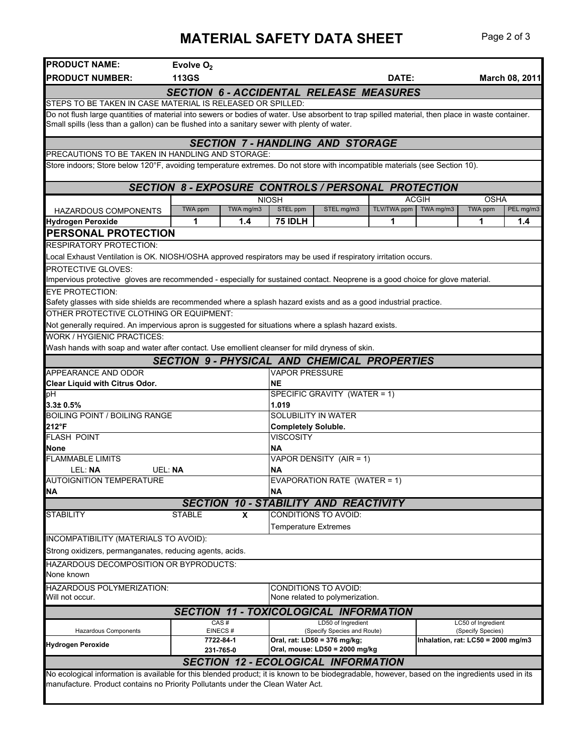# MATERIAL SAFETY DATA SHEET

| **PRODUCT NAME:** | **Evolve $O_2$** | | |
|---|---|---|---|
| **PRODUCT NUMBER:** | **113GS** | **DATE:** | **March 08, 2011** |

## SECTION 6 - ACCIDENTAL RELEASE MEASURES

STEPS TO BE TAKEN IN CASE MATERIAL IS RELEASED OR SPILLED:

Do not flush large quantities of material into sewers or bodies of water. Use absorbent to trap spilled material, then place in waste container. Small spills (less than a gallon) can be flushed into a sanitary sewer with plenty of water.

## SECTION 7 - HANDLING AND STORAGE

PRECAUTIONS TO BE TAKEN IN HANDLING AND STORAGE:

Store indoors; Store below 120°F, avoiding temperature extremes. Do not store with incompatible materials (see Section 10).

## SECTION 8 - EXPOSURE CONTROLS / PERSONAL PROTECTION

| | NIOSH | | | | ACGIH | | OSHA | |
|---|---|---|---|---|---|---|---|---|
| HAZARDOUS COMPONENTS | TWA ppm | TWA mg/m3 | STEL ppm | STEL mg/m3 | TLV/TWA ppm | TWA mg/m3 | TWA ppm | PEL mg/m3 |
| **Hydrogen Peroxide** | **1** | **1.4** | **75 IDLH** | | **1** | | **1** | **1.4** |

### PERSONAL PROTECTION

RESPIRATORY PROTECTION:

Local Exhaust Ventilation is OK. NIOSH/OSHA approved respirators may be used if respiratory irritation occurs.

PROTECTIVE GLOVES:

Impervious protective gloves are recommended - especially for sustained contact. Neoprene is a good choice for glove material.

EYE PROTECTION:

Safety glasses with side shields are recommended where a splash hazard exists and as a good industrial practice.

OTHER PROTECTIVE CLOTHING OR EQUIPMENT:

Not generally required. An impervious apron is suggested for situations where a splash hazard exists.

WORK / HYGIENIC PRACTICES:

Wash hands with soap and water after contact. Use emollient cleanser for mild dryness of skin.

## SECTION 9 - PHYSICAL AND CHEMICAL PROPERTIES

| | |
|---|---|
| APPEARANCE AND ODOR<br>**Clear Liquid with Citrus Odor.** | VAPOR PRESSURE<br>**NE** |
| pH<br>**3.3± 0.5%** | SPECIFIC GRAVITY (WATER = 1)<br>**1.019** |
| BOILING POINT / BOILING RANGE<br>**212°F** | SOLUBILITY IN WATER<br>**Completely Soluble.** |
| FLASH POINT<br>**None** | VISCOSITY<br>**NA** |
| FLAMMABLE LIMITS<br>LEL: **NA** UEL: **NA** | VAPOR DENSITY (AIR = 1)<br>**NA** |
| AUTOIGNITION TEMPERATURE<br>**NA** | EVAPORATION RATE (WATER = 1)<br>**NA** |

## SECTION 10 - STABILITY AND REACTIVITY

| | | |
|---|---|---|
| STABILITY | STABLE **X** | CONDITIONS TO AVOID:<br>Temperature Extremes |

INCOMPATIBILITY (MATERIALS TO AVOID):

Strong oxidizers, permanganates, reducing agents, acids.

HAZARDOUS DECOMPOSITION OR BYPRODUCTS:

None known

| | |
|---|---|
| HAZARDOUS POLYMERIZATION:<br>Will not occur. | CONDITIONS TO AVOID:<br>None related to polymerization. |

## SECTION 11 - TOXICOLOGICAL INFORMATION

| Hazardous Components | CAS #<br>EINECS # | LD50 of Ingredient<br>(Specify Species and Route) | LC50 of Ingredient<br>(Specify Species) |
|---|---|---|---|
| **Hydrogen Peroxide** | **7722-84-1**<br>**231-765-0** | **Oral, rat: LD50 = 376 mg/kg;**<br>**Oral, mouse: LD50 = 2000 mg/kg** | **Inhalation, rat: LC50 = 2000 mg/m3** |

## SECTION 12 - ECOLOGICAL INFORMATION

No ecological information is available for this blended product; it is known to be biodegradable, however, based on the ingredients used in its manufacture. Product contains no Priority Pollutants under the Clean Water Act.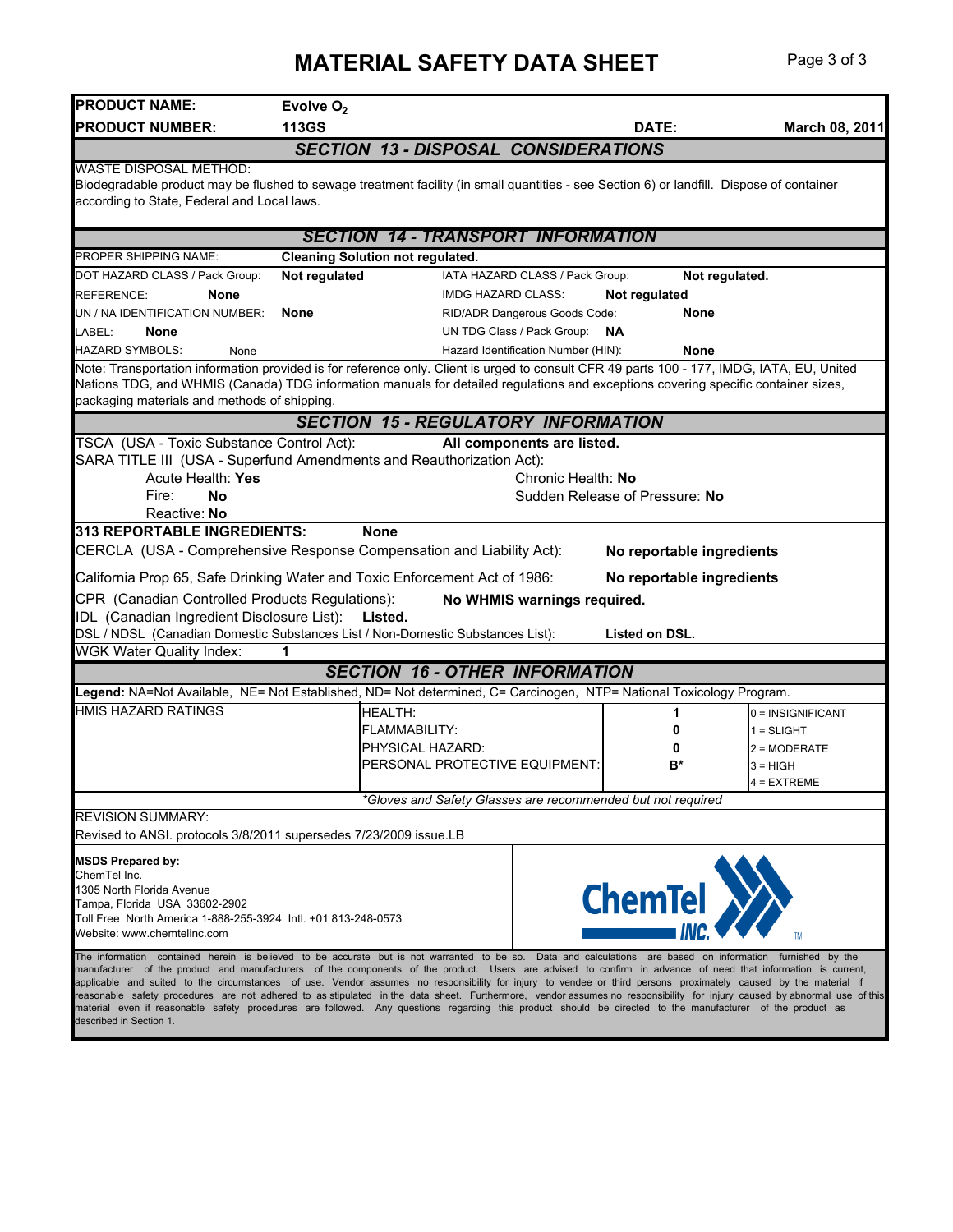# MATERIAL SAFETY DATA SHEET

| | | | |
|---|---|---|---|
| **PRODUCT NAME:** | **Evolve $O_2$** | | |
| **PRODUCT NUMBER:** | **113GS** | **DATE:** | **March 08, 2011** |

## SECTION 13 - DISPOSAL CONSIDERATIONS

WASTE DISPOSAL METHOD:
Biodegradable product may be flushed to sewage treatment facility (in small quantities - see Section 6) or landfill. Dispose of container according to State, Federal and Local laws.

## SECTION 14 - TRANSPORT INFORMATION

PROPER SHIPPING NAME: **Cleaning Solution not regulated.**

| | | | |
|---|---|---|---|
| DOT HAZARD CLASS / Pack Group: | **Not regulated** | IATA HAZARD CLASS / Pack Group: | **Not regulated.** |
| REFERENCE: | **None** | IMDG HAZARD CLASS: | **Not regulated** |
| UN / NA IDENTIFICATION NUMBER: | **None** | RID/ADR Dangerous Goods Code: | **None** |
| LABEL: | **None** | UN TDG Class / Pack Group: | **NA** |
| HAZARD SYMBOLS: | None | Hazard Identification Number (HIN): | **None** |

Note: Transportation information provided is for reference only. Client is urged to consult CFR 49 parts 100 - 177, IMDG, IATA, EU, United Nations TDG, and WHMIS (Canada) TDG information manuals for detailed regulations and exceptions covering specific container sizes, packaging materials and methods of shipping.

## SECTION 15 - REGULATORY INFORMATION

TSCA (USA - Toxic Substance Control Act): **All components are listed.**

SARA TITLE III (USA - Superfund Amendments and Reauthorization Act):

- Acute Health: **Yes**
- Chronic Health: **No**
- Fire: **No**
- Sudden Release of Pressure: **No**
- Reactive: **No**

**313 REPORTABLE INGREDIENTS:** **None**

CERCLA (USA - Comprehensive Response Compensation and Liability Act): **No reportable ingredients**

California Prop 65, Safe Drinking Water and Toxic Enforcement Act of 1986: **No reportable ingredients**

CPR (Canadian Controlled Products Regulations): **No WHMIS warnings required.**

IDL (Canadian Ingredient Disclosure List): **Listed.**

DSL / NDSL (Canadian Domestic Substances List / Non-Domestic Substances List): **Listed on DSL.**

WGK Water Quality Index: **1**

## SECTION 16 - OTHER INFORMATION

**Legend:** NA=Not Available, NE= Not Established, ND= Not determined, C= Carcinogen, NTP= National Toxicology Program.

| HMIS HAZARD RATINGS | | | |
|---|---|---|---|
| | HEALTH: | 1 | 0 = INSIGNIFICANT |
| | FLAMMABILITY: | 0 | 1 = SLIGHT |
| | PHYSICAL HAZARD: | 0 | 2 = MODERATE |
| | PERSONAL PROTECTIVE EQUIPMENT: | B* | 3 = HIGH |
| | | | 4 = EXTREME |

*\*Gloves and Safety Glasses are recommended but not required*

REVISION SUMMARY:
Revised to ANSI. protocols 3/8/2011 supersedes 7/23/2009 issue.LB

**MSDS Prepared by:**
ChemTel Inc.
1305 North Florida Avenue
Tampa, Florida USA 33602-2902
Toll Free North America 1-888-255-3924 Intl. +01 813-248-0573
Website: www.chemtelinc.com

ChemTel INC. TM

The information contained herein is believed to be accurate but is not warranted to be so. Data and calculations are based on information furnished by the manufacturer of the product and manufacturers of the components of the product. Users are advised to confirm in advance of need that information is current, applicable and suited to the circumstances of use. Vendor assumes no responsibility for injury to vendee or third persons proximately caused by the material if reasonable safety procedures are not adhered to as stipulated in the data sheet. Furthermore, vendor assumes no responsibility for injury caused by abnormal use of this material even if reasonable safety procedures are followed. Any questions regarding this product should be directed to the manufacturer of the product as described in Section 1.